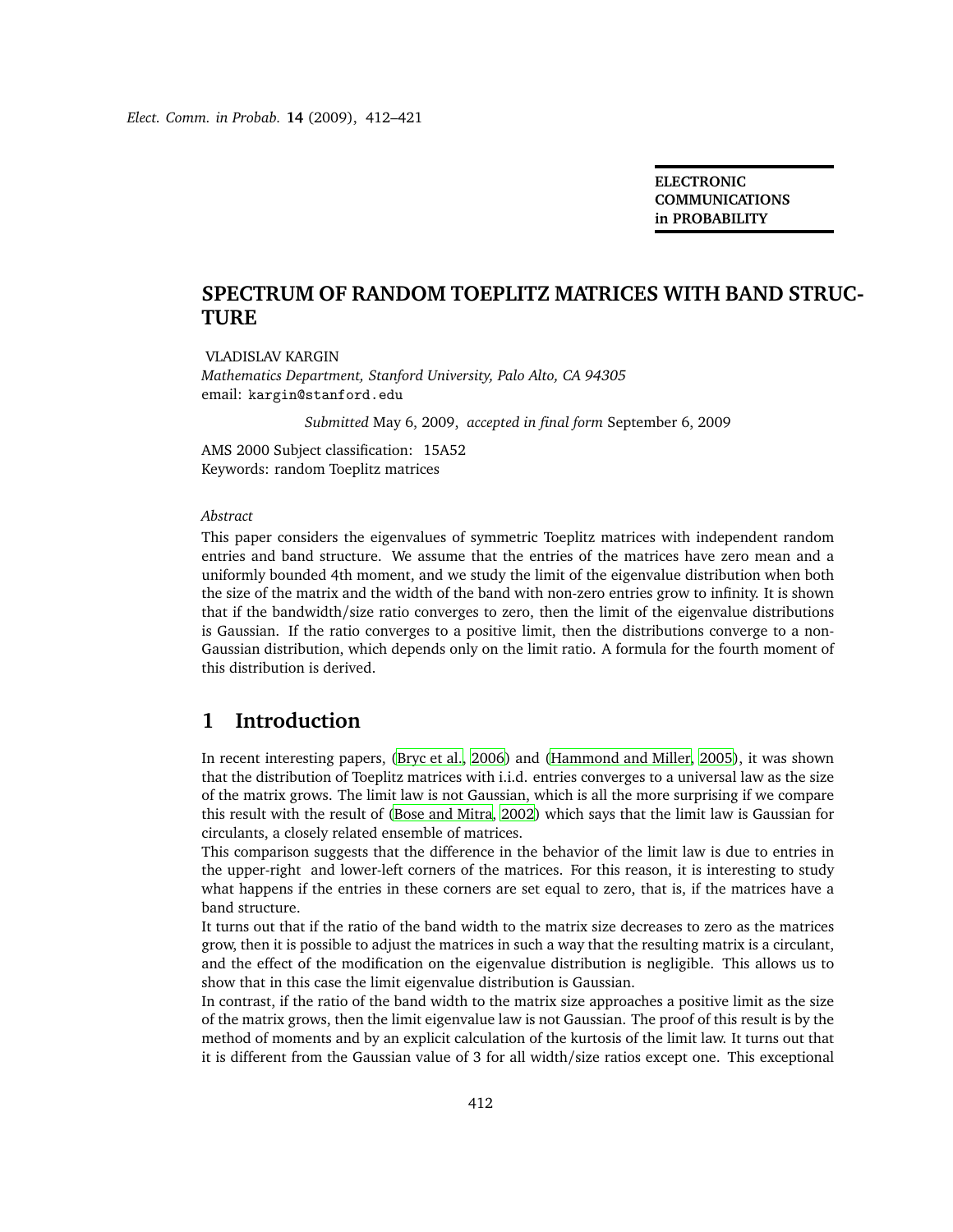ELECTRONIC COMMUNICATIONS in PROBABILITY

# SPECTRUM OF RANDOM TOEPLITZ MATRICES WITH BAND STRUCTURE

VLADISLAV KARGIN

*Mathematics Department, Stanford University, Palo Alto, CA 94305*
email: kargin@stanford.edu

*Submitted* May 6, 2009, *accepted in final form* September 6, 2009

AMS 2000 Subject classification: 15A52
Keywords: random Toeplitz matrices

*Abstract*

This paper considers the eigenvalues of symmetric Toeplitz matrices with independent random entries and band structure. We assume that the entries of the matrices have zero mean and a uniformly bounded 4th moment, and we study the limit of the eigenvalue distribution when both the size of the matrix and the width of the band with non-zero entries grow to infinity. It is shown that if the bandwidth/size ratio converges to zero, then the limit of the eigenvalue distributions is Gaussian. If the ratio converges to a positive limit, then the distributions converge to a non-Gaussian distribution, which depends only on the limit ratio. A formula for the fourth moment of this distribution is derived.

## 1 Introduction

In recent interesting papers, (Bryc et al., 2006) and (Hammond and Miller, 2005), it was shown that the distribution of Toeplitz matrices with i.i.d. entries converges to a universal law as the size of the matrix grows. The limit law is not Gaussian, which is all the more surprising if we compare this result with the result of (Bose and Mitra, 2002) which says that the limit law is Gaussian for circulants, a closely related ensemble of matrices.

This comparison suggests that the difference in the behavior of the limit law is due to entries in the upper-right and lower-left corners of the matrices. For this reason, it is interesting to study what happens if the entries in these corners are set equal to zero, that is, if the matrices have a band structure.

It turns out that if the ratio of the band width to the matrix size decreases to zero as the matrices grow, then it is possible to adjust the matrices in such a way that the resulting matrix is a circulant, and the effect of the modification on the eigenvalue distribution is negligible. This allows us to show that in this case the limit eigenvalue distribution is Gaussian.

In contrast, if the ratio of the band width to the matrix size approaches a positive limit as the size of the matrix grows, then the limit eigenvalue law is not Gaussian. The proof of this result is by the method of moments and by an explicit calculation of the kurtosis of the limit law. It turns out that it is different from the Gaussian value of 3 for all width/size ratios except one. This exceptional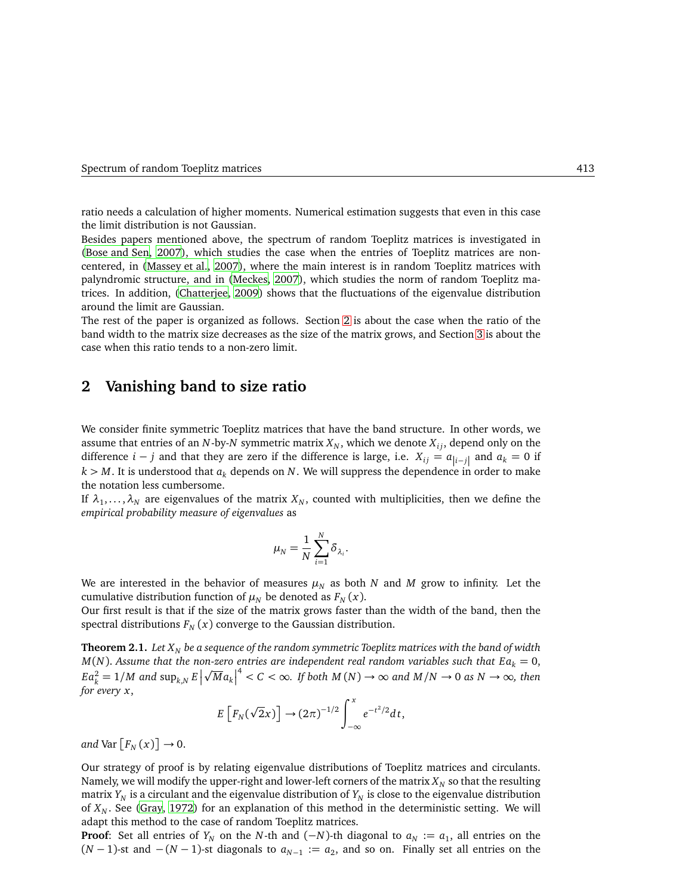ratio needs a calculation of higher moments. Numerical estimation suggests that even in this case the limit distribution is not Gaussian.

Besides papers mentioned above, the spectrum of random Toeplitz matrices is investigated in (Bose and Sen, 2007), which studies the case when the entries of Toeplitz matrices are non-centered, in (Massey et al., 2007), where the main interest is in random Toeplitz matrices with palyndromic structure, and in (Meckes, 2007), which studies the norm of random Toeplitz matrices. In addition, (Chatterjee, 2009) shows that the fluctuations of the eigenvalue distribution around the limit are Gaussian.

The rest of the paper is organized as follows. Section 2 is about the case when the ratio of the band width to the matrix size decreases as the size of the matrix grows, and Section 3 is about the case when this ratio tends to a non-zero limit.

## 2 Vanishing band to size ratio

We consider finite symmetric Toeplitz matrices that have the band structure. In other words, we assume that entries of an $N$-by-$N$ symmetric matrix $X_N$, which we denote $X_{ij}$, depend only on the difference $i-j$ and that they are zero if the difference is large, i.e. $X_{ij} = a_{|i-j|}$ and $a_k = 0$ if $k > M$. It is understood that $a_k$ depends on $N$. We will suppress the dependence in order to make the notation less cumbersome.

If $\lambda_1, \ldots, \lambda_N$ are eigenvalues of the matrix $X_N$, counted with multiplicities, then we define the *empirical probability measure of eigenvalues* as

$$\mu_N = \frac{1}{N}\sum_{i=1}^{N} \delta_{\lambda_i}.$$

We are interested in the behavior of measures $\mu_N$ as both $N$ and $M$ grow to infinity. Let the cumulative distribution function of $\mu_N$ be denoted as $F_N(x)$.

Our first result is that if the size of the matrix grows faster than the width of the band, then the spectral distributions $F_N(x)$ converge to the Gaussian distribution.

**Theorem 2.1.** *Let $X_N$ be a sequence of the random symmetric Toeplitz matrices with the band of width $M(N)$. Assume that the non-zero entries are independent real random variables such that $Ea_k = 0$, $Ea_k^2 = 1/M$ and $\sup_{k,N} E\left|\sqrt{M}a_k\right|^4 < C < \infty$. If both $M(N) \to \infty$ and $M/N \to 0$ as $N \to \infty$, then for every $x$,*

$$E\left[F_N(\sqrt{2}x)\right] \to (2\pi)^{-1/2}\int_{-\infty}^{x} e^{-t^2/2}dt,$$

*and* $\mathrm{Var}\left[F_N(x)\right] \to 0$.

Our strategy of proof is by relating eigenvalue distributions of Toeplitz matrices and circulants. Namely, we will modify the upper-right and lower-left corners of the matrix $X_N$ so that the resulting matrix $Y_N$ is a circulant and the eigenvalue distribution of $Y_N$ is close to the eigenvalue distribution of $X_N$. See (Gray, 1972) for an explanation of this method in the deterministic setting. We will adapt this method to the case of random Toeplitz matrices.

**Proof**: Set all entries of $Y_N$ on the $N$-th and $(-N)$-th diagonal to $a_N := a_1$, all entries on the $(N-1)$-st and $-(N-1)$-st diagonals to $a_{N-1} := a_2$, and so on. Finally set all entries on the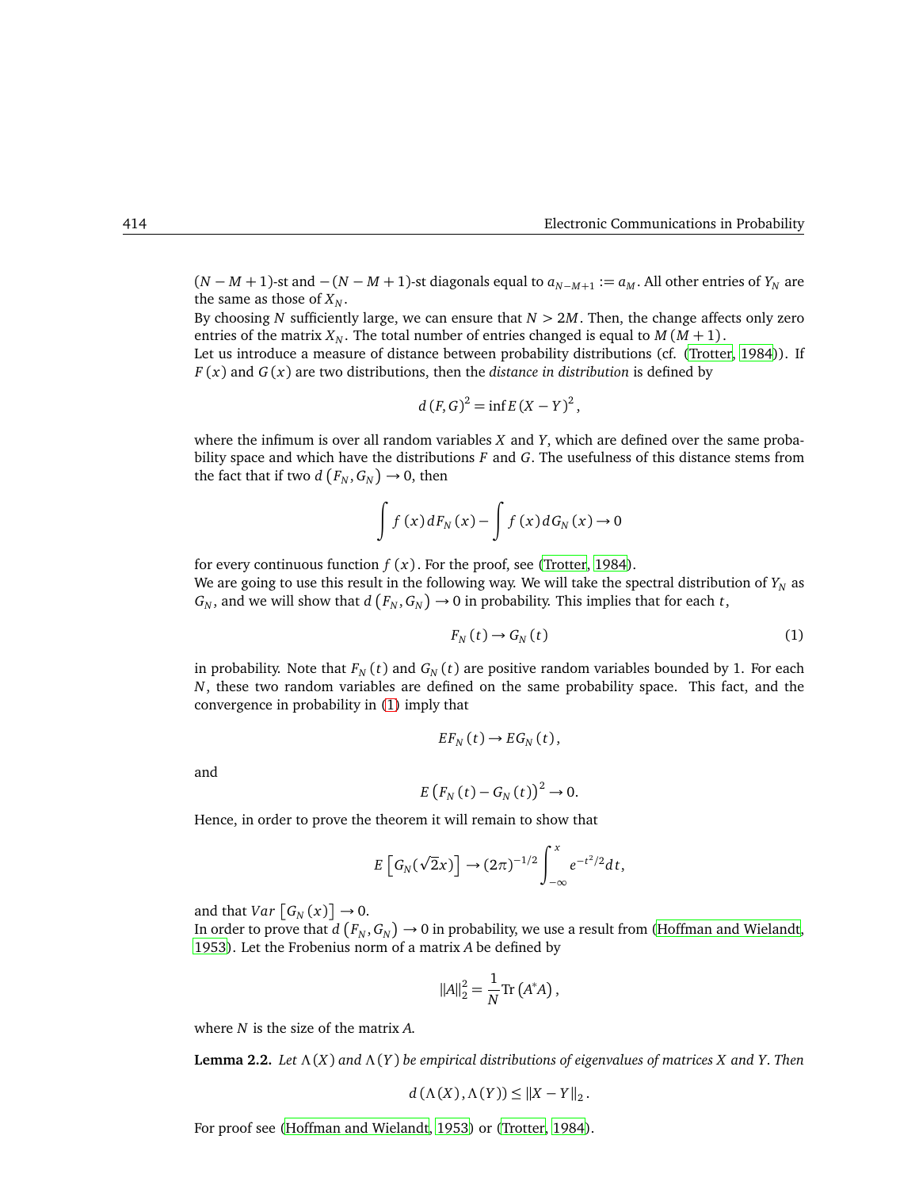$(N-M+1)$-st and $-(N-M+1)$-st diagonals equal to $a_{N-M+1} := a_M$. All other entries of $Y_N$ are the same as those of $X_N$.

By choosing $N$ sufficiently large, we can ensure that $N > 2M$. Then, the change affects only zero entries of the matrix $X_N$. The total number of entries changed is equal to $M(M+1)$.

Let us introduce a measure of distance between probability distributions (cf. (Trotter, 1984)). If $F(x)$ and $G(x)$ are two distributions, then the *distance in distribution* is defined by

$$d(F,G)^2 = \inf E(X-Y)^2,$$

where the infimum is over all random variables $X$ and $Y$, which are defined over the same probability space and which have the distributions $F$ and $G$. The usefulness of this distance stems from the fact that if two $d(F_N, G_N) \to 0$, then

$$\int f(x)\, dF_N(x) - \int f(x)\, dG_N(x) \to 0$$

for every continuous function $f(x)$. For the proof, see (Trotter, 1984).

We are going to use this result in the following way. We will take the spectral distribution of $Y_N$ as $G_N$, and we will show that $d(F_N, G_N) \to 0$ in probability. This implies that for each $t$,

$$F_N(t) \to G_N(t) \tag{1}$$

in probability. Note that $F_N(t)$ and $G_N(t)$ are positive random variables bounded by 1. For each $N$, these two random variables are defined on the same probability space. This fact, and the convergence in probability in (1) imply that

$$EF_N(t) \to EG_N(t),$$

and

$$E\left(F_N(t) - G_N(t)\right)^2 \to 0.$$

Hence, in order to prove the theorem it will remain to show that

$$E\left[G_N(\sqrt{2}x)\right] \to (2\pi)^{-1/2} \int_{-\infty}^{x} e^{-t^2/2} dt,$$

and that $Var\left[G_N(x)\right] \to 0$.

In order to prove that $d(F_N, G_N) \to 0$ in probability, we use a result from (Hoffman and Wielandt, 1953). Let the Frobenius norm of a matrix $A$ be defined by

$$\|A\|_2^2 = \frac{1}{N}\operatorname{Tr}\left(A^* A\right),$$

where $N$ is the size of the matrix $A$.

**Lemma 2.2.** *Let $\Lambda(X)$ and $\Lambda(Y)$ be empirical distributions of eigenvalues of matrices $X$ and $Y$. Then*

$$d(\Lambda(X), \Lambda(Y)) \leq \|X - Y\|_2.$$

For proof see (Hoffman and Wielandt, 1953) or (Trotter, 1984).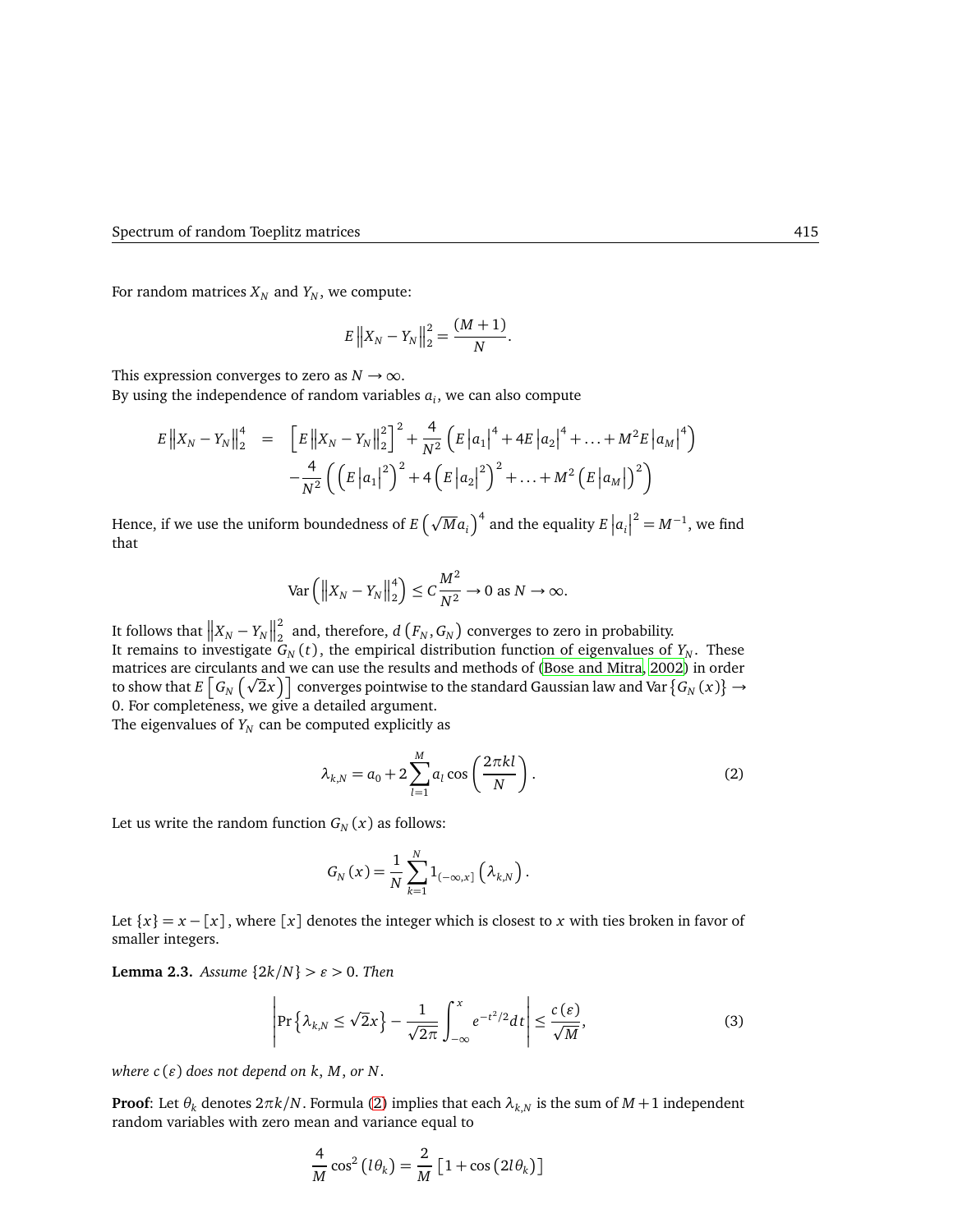For random matrices $X_N$ and $Y_N$, we compute:

$$E\left\|X_N - Y_N\right\|_2^2 = \frac{(M+1)}{N}.$$

This expression converges to zero as $N \to \infty$.
By using the independence of random variables $a_i$, we can also compute

$$\begin{aligned} E\left\|X_N - Y_N\right\|_2^4 &= \left[E\left\|X_N - Y_N\right\|_2^2\right]^2 + \frac{4}{N^2}\left(E\left|a_1\right|^4 + 4E\left|a_2\right|^4 + \ldots + M^2 E\left|a_M\right|^4\right) \\ &\quad - \frac{4}{N^2}\left(\left(E\left|a_1\right|^2\right)^2 + 4\left(E\left|a_2\right|^2\right)^2 + \ldots + M^2\left(E\left|a_M\right|\right)^2\right) \end{aligned}$$

Hence, if we use the uniform boundedness of $E\left(\sqrt{M}a_i\right)^4$ and the equality $E\left|a_i\right|^2 = M^{-1}$, we find that

$$\operatorname{Var}\left(\left\|X_N - Y_N\right\|_2^4\right) \leq C\frac{M^2}{N^2} \to 0 \text{ as } N \to \infty.$$

It follows that $\left\|X_N - Y_N\right\|_2^2$ and, therefore, $d\left(F_N, G_N\right)$ converges to zero in probability.
It remains to investigate $G_N(t)$, the empirical distribution function of eigenvalues of $Y_N$. These matrices are circulants and we can use the results and methods of (Bose and Mitra, 2002) in order to show that $E\left[G_N\left(\sqrt{2}x\right)\right]$ converges pointwise to the standard Gaussian law and $\operatorname{Var}\left\{G_N(x)\right\} \to 0$. For completeness, we give a detailed argument.
The eigenvalues of $Y_N$ can be computed explicitly as

$$\lambda_{k,N} = a_0 + 2\sum_{l=1}^{M} a_l \cos\left(\frac{2\pi k l}{N}\right). \tag{2}$$

Let us write the random function $G_N(x)$ as follows:

$$G_N(x) = \frac{1}{N}\sum_{k=1}^{N} 1_{(-\infty,x]}\left(\lambda_{k,N}\right).$$

Let $\{x\} = x - [x]$, where $[x]$ denotes the integer which is closest to $x$ with ties broken in favor of smaller integers.

**Lemma 2.3.** *Assume $\{2k/N\} > \varepsilon > 0$. Then*

$$\left|\Pr\left\{\lambda_{k,N} \leq \sqrt{2}x\right\} - \frac{1}{\sqrt{2\pi}}\int_{-\infty}^{x} e^{-t^2/2}dt\right| \leq \frac{c(\varepsilon)}{\sqrt{M}}, \tag{3}$$

*where $c(\varepsilon)$ does not depend on $k$, $M$, or $N$.*

**Proof**: Let $\theta_k$ denotes $2\pi k/N$. Formula (2) implies that each $\lambda_{k,N}$ is the sum of $M+1$ independent random variables with zero mean and variance equal to

$$\frac{4}{M}\cos^2\left(l\theta_k\right) = \frac{2}{M}\left[1 + \cos\left(2l\theta_k\right)\right]$$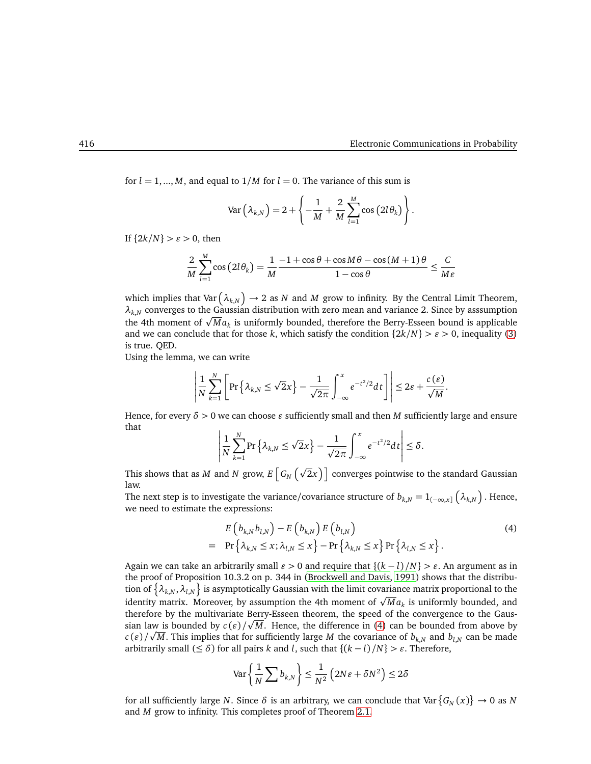for $l = 1, ..., M$, and equal to $1/M$ for $l = 0$. The variance of this sum is

$$\operatorname{Var}\left(\lambda_{k,N}\right) = 2 + \left\{ -\frac{1}{M} + \frac{2}{M} \sum_{l=1}^{M} \cos\left(2l\theta_k\right) \right\}.$$

If $\{2k/N\} > \varepsilon > 0$, then

$$\frac{2}{M} \sum_{l=1}^{M} \cos\left(2l\theta_k\right) = \frac{1}{M} \frac{-1 + \cos\theta + \cos M\theta - \cos\left(M+1\right)\theta}{1 - \cos\theta} \leq \frac{C}{M\varepsilon}$$

which implies that $\operatorname{Var}\left(\lambda_{k,N}\right) \to 2$ as $N$ and $M$ grow to infinity. By the Central Limit Theorem, $\lambda_{k,N}$ converges to the Gaussian distribution with zero mean and variance 2. Since by asssumption the 4th moment of $\sqrt{M}a_k$ is uniformly bounded, therefore the Berry-Esseen bound is applicable and we can conclude that for those $k$, which satisfy the condition $\{2k/N\} > \varepsilon > 0$, inequality (3) is true. QED.

Using the lemma, we can write

$$\left| \frac{1}{N} \sum_{k=1}^{N} \left[ \Pr\left\{ \lambda_{k,N} \leq \sqrt{2}x \right\} - \frac{1}{\sqrt{2\pi}} \int_{-\infty}^{x} e^{-t^2/2} dt \right] \right| \leq 2\varepsilon + \frac{c\left(\varepsilon\right)}{\sqrt{M}}.$$

Hence, for every $\delta > 0$ we can choose $\varepsilon$ sufficiently small and then $M$ sufficiently large and ensure that

$$\left| \frac{1}{N} \sum_{k=1}^{N} \Pr\left\{ \lambda_{k,N} \leq \sqrt{2}x \right\} - \frac{1}{\sqrt{2\pi}} \int_{-\infty}^{x} e^{-t^2/2} dt \right| \leq \delta.$$

This shows that as $M$ and $N$ grow, $E\left[ G_N\left(\sqrt{2}x\right) \right]$ converges pointwise to the standard Gaussian law.

The next step is to investigate the variance/covariance structure of $b_{k,N} = 1_{(-\infty,x]}\left(\lambda_{k,N}\right)$. Hence, we need to estimate the expressions:

$$\begin{aligned} & E\left(b_{k,N} b_{l,N}\right) - E\left(b_{k,N}\right) E\left(b_{l,N}\right) \\ = \quad & \Pr\left\{ \lambda_{k,N} \leq x; \lambda_{l,N} \leq x \right\} - \Pr\left\{ \lambda_{k,N} \leq x \right\} \Pr\left\{ \lambda_{l,N} \leq x \right\}. \end{aligned} \tag{4}$$

Again we can take an arbitrarily small $\varepsilon > 0$ and require that $\{(k-l)/N\} > \varepsilon$. An argument as in the proof of Proposition 10.3.2 on p. 344 in (Brockwell and Davis, 1991) shows that the distribution of $\left\{ \lambda_{k,N}, \lambda_{l,N} \right\}$ is asymptotically Gaussian with the limit covariance matrix proportional to the identity matrix. Moreover, by assumption the 4th moment of $\sqrt{M}a_k$ is uniformly bounded, and therefore by the multivariate Berry-Esseen theorem, the speed of the convergence to the Gaussian law is bounded by $c\left(\varepsilon\right)/\sqrt{M}$. Hence, the difference in (4) can be bounded from above by $c\left(\varepsilon\right)/\sqrt{M}$. This implies that for sufficiently large $M$ the covariance of $b_{k,N}$ and $b_{l,N}$ can be made arbitrarily small ($\leq \delta$) for all pairs $k$ and $l$, such that $\{(k-l)/N\} > \varepsilon$. Therefore,

$$\operatorname{Var}\left\{ \frac{1}{N} \sum b_{k,N} \right\} \leq \frac{1}{N^2}\left(2N\varepsilon + \delta N^2\right) \leq 2\delta$$

for all sufficiently large $N$. Since $\delta$ is an arbitrary, we can conclude that $\operatorname{Var}\left\{ G_N\left(x\right) \right\} \to 0$ as $N$ and $M$ grow to infinity. This completes proof of Theorem 2.1.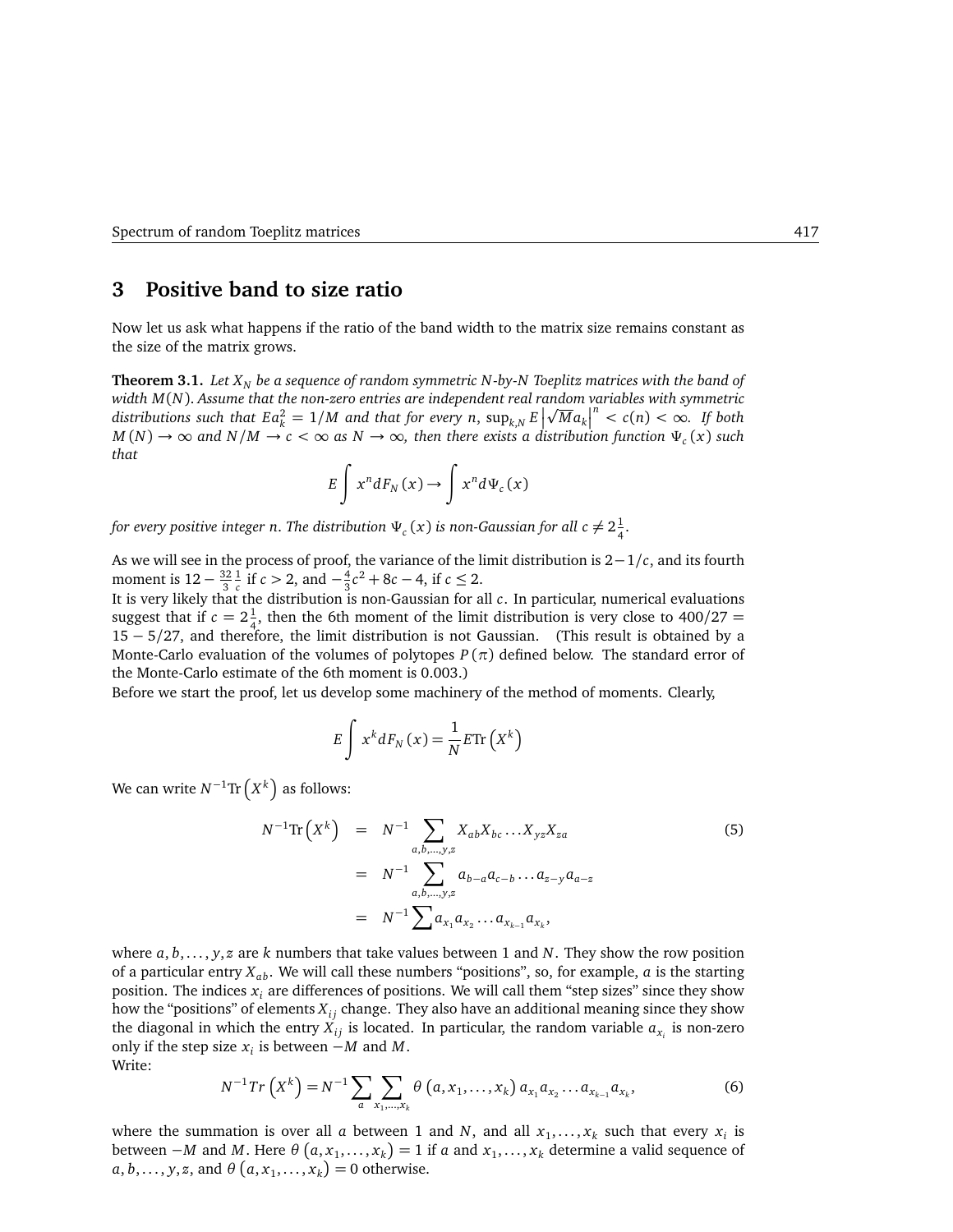## 3 Positive band to size ratio

Now let us ask what happens if the ratio of the band width to the matrix size remains constant as the size of the matrix grows.

**Theorem 3.1.** *Let $X_N$ be a sequence of random symmetric N-by-N Toeplitz matrices with the band of width $M(N)$. Assume that the non-zero entries are independent real random variables with symmetric distributions such that $Ea_k^2 = 1/M$ and that for every $n$, $\sup_{k,N} E\left|\sqrt{M}a_k\right|^n < c(n) < \infty$. If both $M(N) \to \infty$ and $N/M \to c < \infty$ as $N \to \infty$, then there exists a distribution function $\Psi_c(x)$ such that*

$$E\int x^n dF_N(x) \to \int x^n d\Psi_c(x)$$

*for every positive integer $n$. The distribution $\Psi_c(x)$ is non-Gaussian for all $c \neq 2\frac{1}{4}$.*

As we will see in the process of proof, the variance of the limit distribution is $2 - 1/c$, and its fourth moment is $12 - \frac{32}{3}\frac{1}{c}$ if $c > 2$, and $-\frac{4}{3}c^2 + 8c - 4$, if $c \leq 2$.
It is very likely that the distribution is non-Gaussian for all $c$. In particular, numerical evaluations suggest that if $c = 2\frac{1}{4}$, then the 6th moment of the limit distribution is very close to $400/27 = 15 - 5/27$, and therefore, the limit distribution is not Gaussian. (This result is obtained by a Monte-Carlo evaluation of the volumes of polytopes $P(\pi)$ defined below. The standard error of the Monte-Carlo estimate of the 6th moment is 0.003.)
Before we start the proof, let us develop some machinery of the method of moments. Clearly,

$$E\int x^k dF_N(x) = \frac{1}{N}E\mathrm{Tr}\left(X^k\right)$$

We can write $N^{-1}\mathrm{Tr}\left(X^k\right)$ as follows:

$$\begin{aligned} N^{-1}\mathrm{Tr}\left(X^k\right) &= N^{-1}\sum_{a,b,\ldots,y,z} X_{ab}X_{bc}\ldots X_{yz}X_{za} \\ &= N^{-1}\sum_{a,b,\ldots,y,z} a_{b-a}a_{c-b}\ldots a_{z-y}a_{a-z} \\ &= N^{-1}\sum a_{x_1}a_{x_2}\ldots a_{x_{k-1}}a_{x_k}, \end{aligned} \tag{5}$$

where $a, b, \ldots, y, z$ are $k$ numbers that take values between 1 and $N$. They show the row position of a particular entry $X_{ab}$. We will call these numbers "positions", so, for example, $a$ is the starting position. The indices $x_i$ are differences of positions. We will call them "step sizes" since they show how the "positions" of elements $X_{ij}$ change. They also have an additional meaning since they show the diagonal in which the entry $X_{ij}$ is located. In particular, the random variable $a_{x_i}$ is non-zero only if the step size $x_i$ is between $-M$ and $M$.
Write:

$$N^{-1}Tr\left(X^k\right) = N^{-1}\sum_a \sum_{x_1,\ldots,x_k} \theta\left(a, x_1, \ldots, x_k\right) a_{x_1}a_{x_2}\ldots a_{x_{k-1}}a_{x_k}, \tag{6}$$

where the summation is over all $a$ between 1 and $N$, and all $x_1, \ldots, x_k$ such that every $x_i$ is between $-M$ and $M$. Here $\theta\left(a, x_1, \ldots, x_k\right) = 1$ if $a$ and $x_1, \ldots, x_k$ determine a valid sequence of $a, b, \ldots, y, z$, and $\theta\left(a, x_1, \ldots, x_k\right) = 0$ otherwise.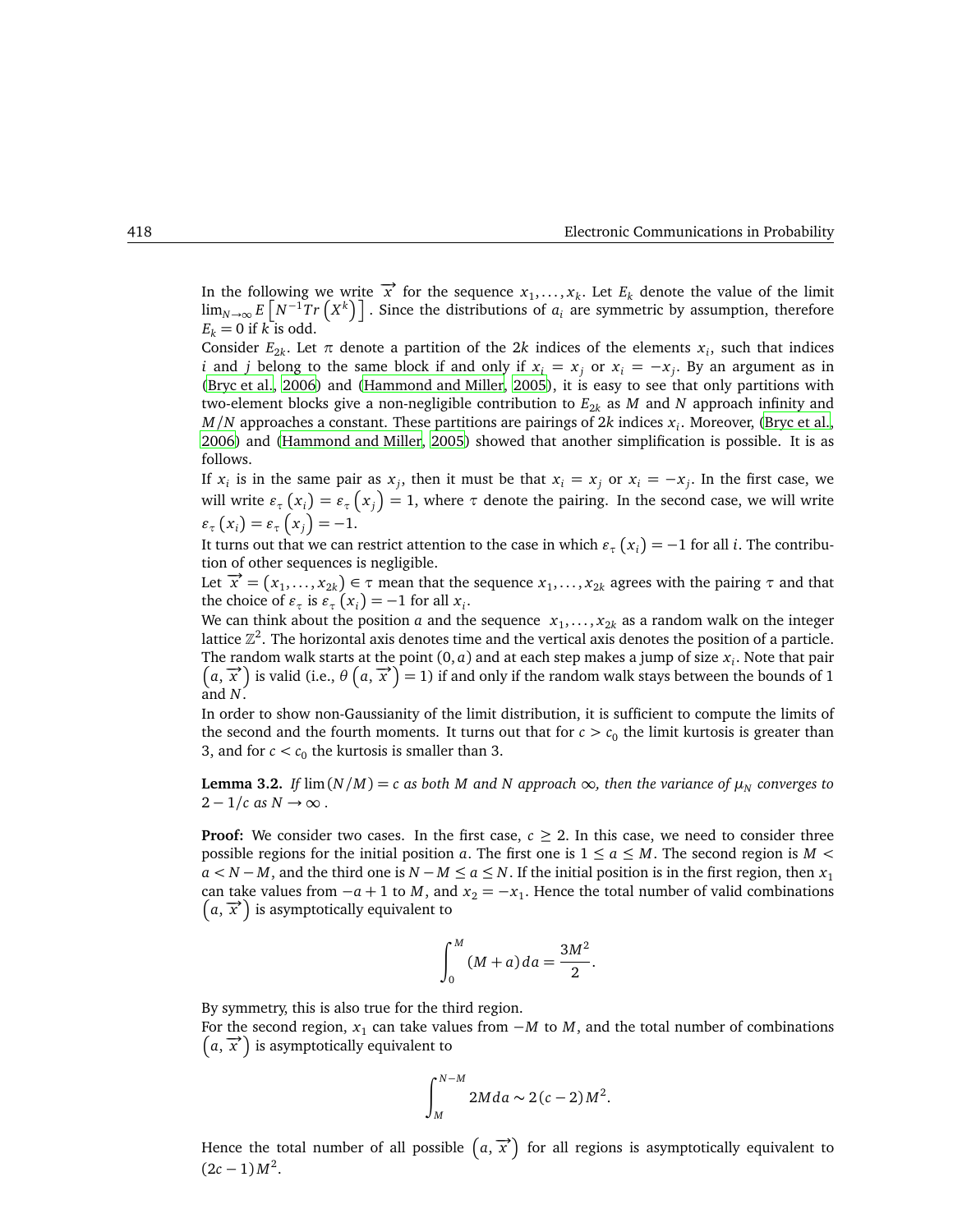In the following we write $\overrightarrow{x}$ for the sequence $x_1, \ldots, x_k$. Let $E_k$ denote the value of the limit $\lim_{N\to\infty} E\left[N^{-1}Tr\left(X^k\right)\right]$. Since the distributions of $a_i$ are symmetric by assumption, therefore $E_k = 0$ if $k$ is odd.

Consider $E_{2k}$. Let $\pi$ denote a partition of the $2k$ indices of the elements $x_i$, such that indices $i$ and $j$ belong to the same block if and only if $x_i = x_j$ or $x_i = -x_j$. By an argument as in (Bryc et al., 2006) and (Hammond and Miller, 2005), it is easy to see that only partitions with two-element blocks give a non-negligible contribution to $E_{2k}$ as $M$ and $N$ approach infinity and $M/N$ approaches a constant. These partitions are pairings of $2k$ indices $x_i$. Moreover, (Bryc et al., 2006) and (Hammond and Miller, 2005) showed that another simplification is possible. It is as follows.

If $x_i$ is in the same pair as $x_j$, then it must be that $x_i = x_j$ or $x_i = -x_j$. In the first case, we will write $\varepsilon_\tau\left(x_i\right) = \varepsilon_\tau\left(x_j\right) = 1$, where $\tau$ denote the pairing. In the second case, we will write $\varepsilon_\tau\left(x_i\right) = \varepsilon_\tau\left(x_j\right) = -1$.

It turns out that we can restrict attention to the case in which $\varepsilon_\tau\left(x_i\right) = -1$ for all $i$. The contribution of other sequences is negligible.

Let $\overrightarrow{x} = \left(x_1, \ldots, x_{2k}\right) \in \tau$ mean that the sequence $x_1, \ldots, x_{2k}$ agrees with the pairing $\tau$ and that the choice of $\varepsilon_\tau$ is $\varepsilon_\tau\left(x_i\right) = -1$ for all $x_i$.

We can think about the position $a$ and the sequence $x_1, \ldots, x_{2k}$ as a random walk on the integer lattice $\mathbb{Z}^2$. The horizontal axis denotes time and the vertical axis denotes the position of a particle. The random walk starts at the point $(0, a)$ and at each step makes a jump of size $x_i$. Note that pair $\left(a, \overrightarrow{x}\right)$ is valid (i.e., $\theta\left(a, \overrightarrow{x}\right) = 1$) if and only if the random walk stays between the bounds of 1 and $N$.

In order to show non-Gaussianity of the limit distribution, it is sufficient to compute the limits of the second and the fourth moments. It turns out that for $c > c_0$ the limit kurtosis is greater than 3, and for $c < c_0$ the kurtosis is smaller than 3.

**Lemma 3.2.** *If $\lim(N/M) = c$ as both $M$ and $N$ approach $\infty$, then the variance of $\mu_N$ converges to $2 - 1/c$ as $N \to \infty$ .*

**Proof:** We consider two cases. In the first case, $c \geq 2$. In this case, we need to consider three possible regions for the initial position $a$. The first one is $1 \leq a \leq M$. The second region is $M < a < N - M$, and the third one is $N - M \leq a \leq N$. If the initial position is in the first region, then $x_1$ can take values from $-a + 1$ to $M$, and $x_2 = -x_1$. Hence the total number of valid combinations $\left(a, \overrightarrow{x}\right)$ is asymptotically equivalent to

$$\int_0^M (M + a)\, da = \frac{3M^2}{2}.$$

By symmetry, this is also true for the third region.

For the second region, $x_1$ can take values from $-M$ to $M$, and the total number of combinations $\left(a, \overrightarrow{x}\right)$ is asymptotically equivalent to

$$\int_M^{N-M} 2M\, da \sim 2(c-2)M^2.$$

Hence the total number of all possible $\left(a, \overrightarrow{x}\right)$ for all regions is asymptotically equivalent to $(2c - 1)M^2$.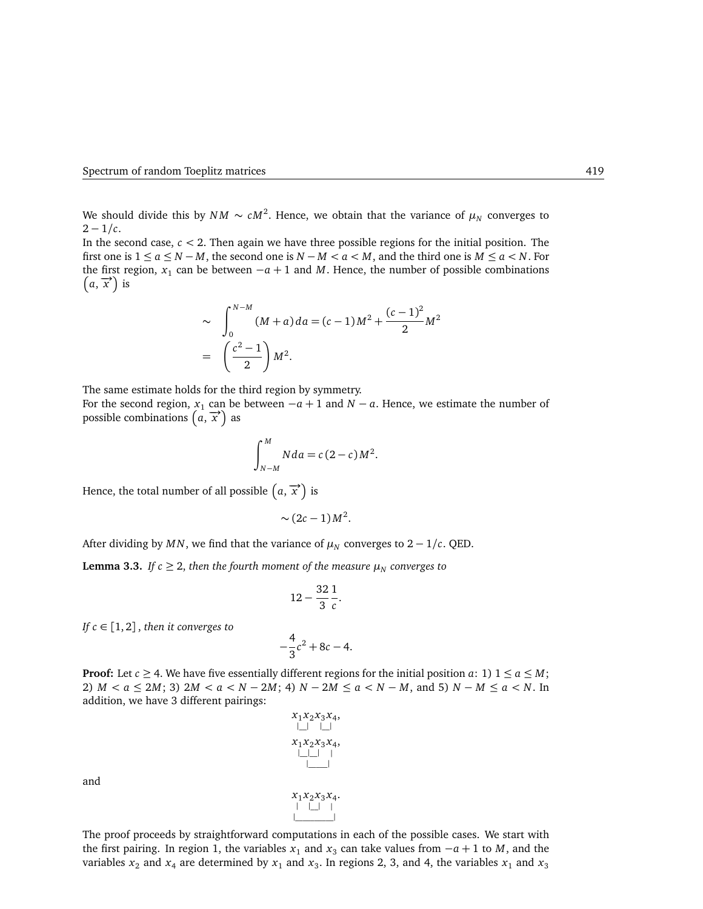We should divide this by $NM \sim cM^2$. Hence, we obtain that the variance of $\mu_N$ converges to $2 - 1/c$.

In the second case, $c < 2$. Then again we have three possible regions for the initial position. The first one is $1 \le a \le N - M$, the second one is $N - M < a < M$, and the third one is $M \le a < N$. For the first region, $x_1$ can be between $-a+1$ and $M$. Hence, the number of possible combinations $\left(a, \overrightarrow{x}\right)$ is

$$
\begin{aligned}
&\sim \int_0^{N-M} (M+a)\, da = (c-1)M^2 + \frac{(c-1)^2}{2} M^2 \\
&= \left(\frac{c^2-1}{2}\right) M^2.
\end{aligned}
$$

The same estimate holds for the third region by symmetry.

For the second region, $x_1$ can be between $-a+1$ and $N-a$. Hence, we estimate the number of possible combinations $\left(a, \overrightarrow{x}\right)$ as

$$
\int_{N-M}^{M} N\, da = c(2-c)M^2.
$$

Hence, the total number of all possible $\left(a, \overrightarrow{x}\right)$ is

$$
\sim (2c-1)M^2.
$$

After dividing by $MN$, we find that the variance of $\mu_N$ converges to $2 - 1/c$. QED.

**Lemma 3.3.** *If $c \ge 2$, then the fourth moment of the measure $\mu_N$ converges to*

$$
12 - \frac{32}{3}\frac{1}{c}.
$$

*If $c \in [1,2]$, then it converges to*

$$
-\frac{4}{3}c^2 + 8c - 4.
$$

**Proof:** Let $c \ge 4$. We have five essentially different regions for the initial position $a$: 1) $1 \le a \le M$; 2) $M < a \le 2M$; 3) $2M < a < N - 2M$; 4) $N - 2M \le a < N - M$, and 5) $N - M \le a < N$. In addition, we have 3 different pairings:

```
x1x2x3x4,
|__| |__|
```

```
x1x2x3x4,
|__|__|  |
   |_____|
```

and

```
x1x2x3x4.
|  |__|  |
|________|
```

The proof proceeds by straightforward computations in each of the possible cases. We start with the first pairing. In region 1, the variables $x_1$ and $x_3$ can take values from $-a+1$ to $M$, and the variables $x_2$ and $x_4$ are determined by $x_1$ and $x_3$. In regions 2, 3, and 4, the variables $x_1$ and $x_3$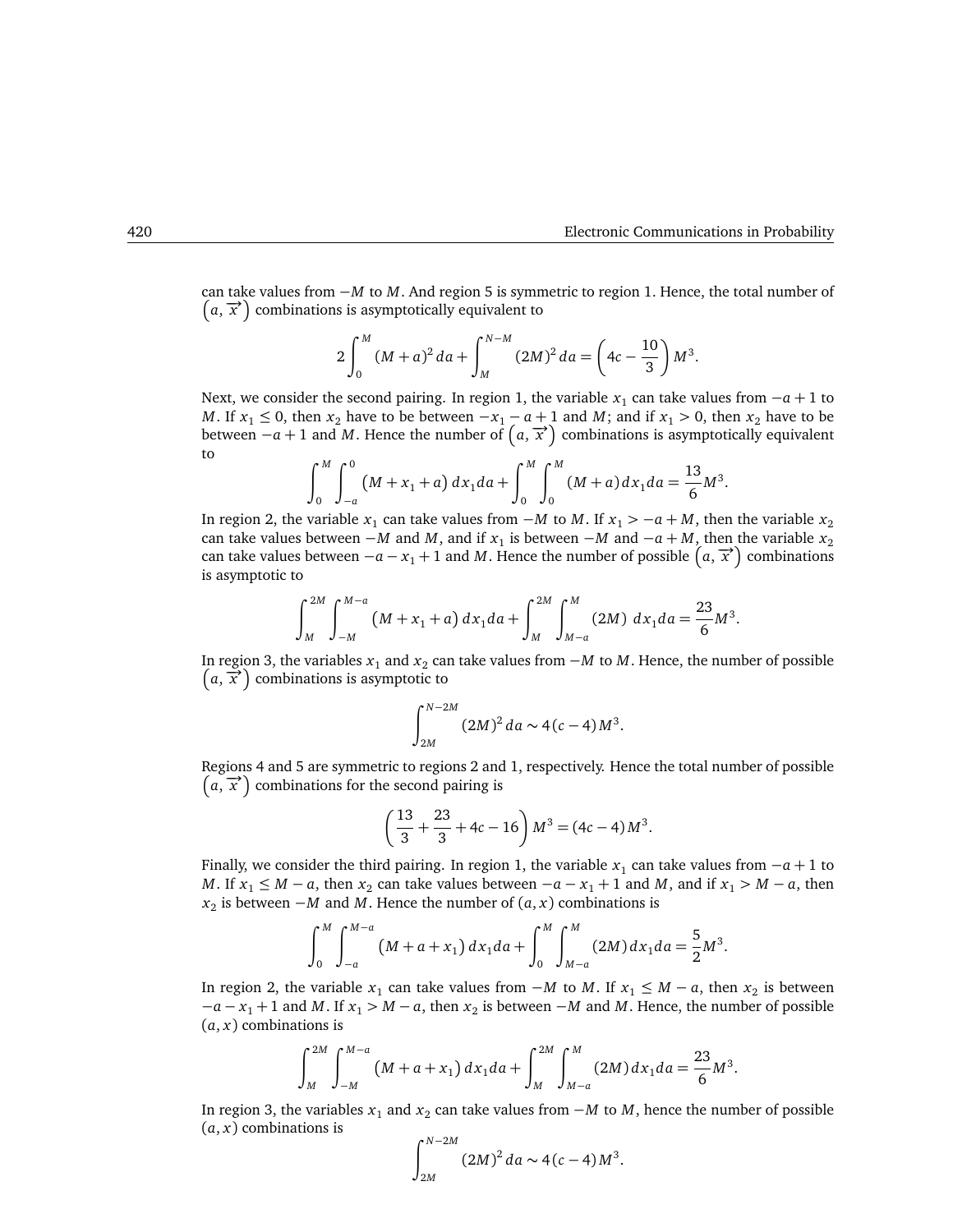can take values from $-M$ to $M$. And region 5 is symmetric to region 1. Hence, the total number of $\left(a, \overrightarrow{x}\right)$ combinations is asymptotically equivalent to

$$2\int_0^M (M+a)^2\, da + \int_M^{N-M} (2M)^2\, da = \left(4c - \frac{10}{3}\right) M^3.$$

Next, we consider the second pairing. In region 1, the variable $x_1$ can take values from $-a+1$ to $M$. If $x_1 \le 0$, then $x_2$ have to be between $-x_1 - a + 1$ and $M$; and if $x_1 > 0$, then $x_2$ have to be between $-a+1$ and $M$. Hence the number of $\left(a, \overrightarrow{x}\right)$ combinations is asymptotically equivalent to

$$\int_0^M \int_{-a}^0 \left(M + x_1 + a\right) dx_1 da + \int_0^M \int_0^M (M+a)\, dx_1 da = \frac{13}{6} M^3.$$

In region 2, the variable $x_1$ can take values from $-M$ to $M$. If $x_1 > -a + M$, then the variable $x_2$ can take values between $-M$ and $M$, and if $x_1$ is between $-M$ and $-a+M$, then the variable $x_2$ can take values between $-a - x_1 + 1$ and $M$. Hence the number of possible $\left(a, \overrightarrow{x}\right)$ combinations is asymptotic to

$$\int_M^{2M} \int_{-M}^{M-a} \left(M + x_1 + a\right) dx_1 da + \int_M^{2M} \int_{M-a}^{M} (2M)\ dx_1 da = \frac{23}{6} M^3.$$

In region 3, the variables $x_1$ and $x_2$ can take values from $-M$ to $M$. Hence, the number of possible $\left(a, \overrightarrow{x}\right)$ combinations is asymptotic to

$$\int_{2M}^{N-2M} (2M)^2\, da \sim 4(c-4) M^3.$$

Regions 4 and 5 are symmetric to regions 2 and 1, respectively. Hence the total number of possible $\left(a, \overrightarrow{x}\right)$ combinations for the second pairing is

$$\left(\frac{13}{3} + \frac{23}{3} + 4c - 16\right) M^3 = (4c-4) M^3.$$

Finally, we consider the third pairing. In region 1, the variable $x_1$ can take values from $-a+1$ to $M$. If $x_1 \le M - a$, then $x_2$ can take values between $-a - x_1 + 1$ and $M$, and if $x_1 > M - a$, then $x_2$ is between $-M$ and $M$. Hence the number of $(a, x)$ combinations is

$$\int_0^M \int_{-a}^{M-a} \left(M + a + x_1\right) dx_1 da + \int_0^M \int_{M-a}^{M} (2M)\, dx_1 da = \frac{5}{2} M^3.$$

In region 2, the variable $x_1$ can take values from $-M$ to $M$. If $x_1 \le M - a$, then $x_2$ is between $-a - x_1 + 1$ and $M$. If $x_1 > M - a$, then $x_2$ is between $-M$ and $M$. Hence, the number of possible $(a, x)$ combinations is

$$\int_M^{2M} \int_{-M}^{M-a} \left(M + a + x_1\right) dx_1 da + \int_M^{2M} \int_{M-a}^{M} (2M)\, dx_1 da = \frac{23}{6} M^3.$$

In region 3, the variables $x_1$ and $x_2$ can take values from $-M$ to $M$, hence the number of possible $(a, x)$ combinations is

$$\int_{2M}^{N-2M} (2M)^2\, da \sim 4(c-4) M^3.$$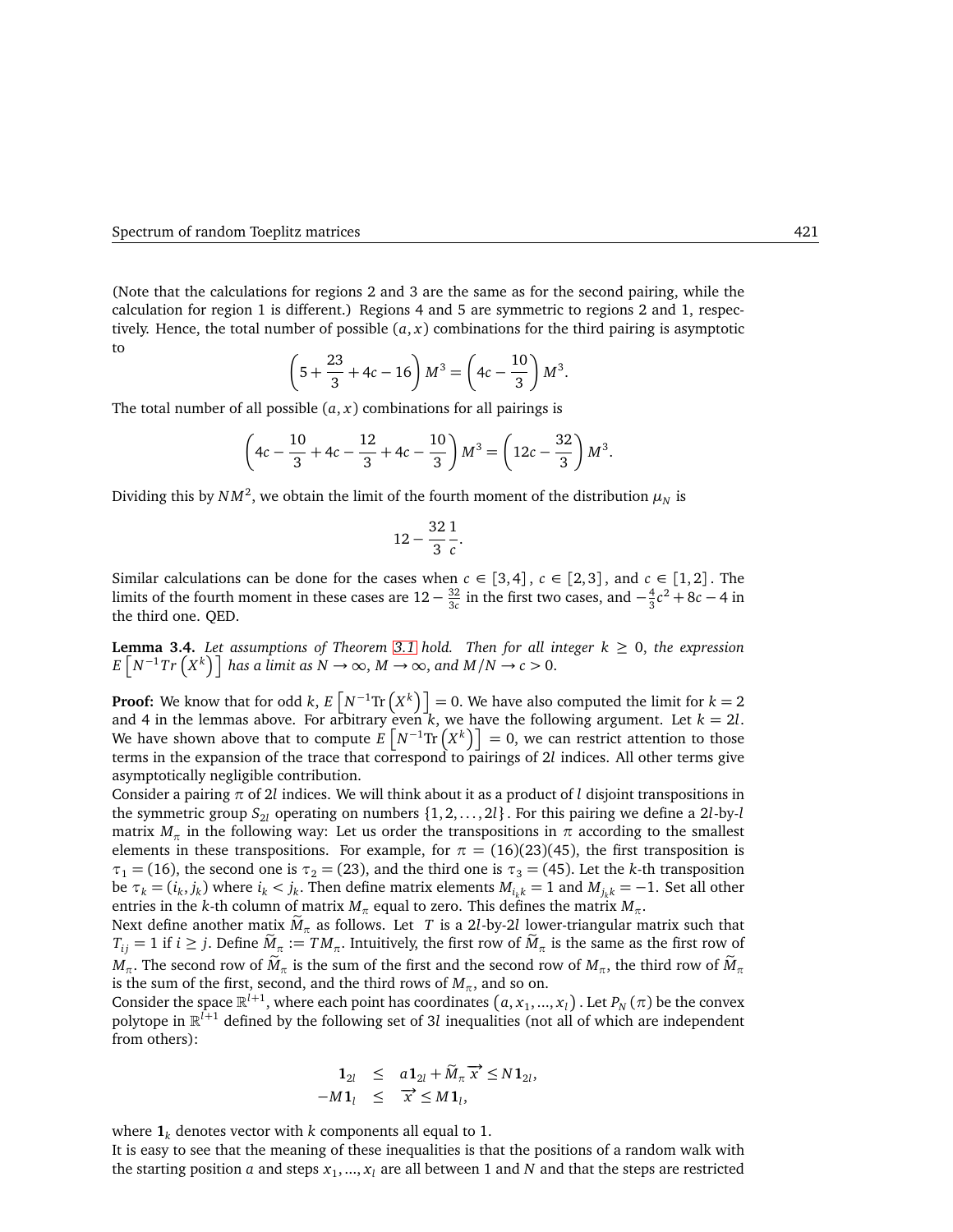(Note that the calculations for regions 2 and 3 are the same as for the second pairing, while the calculation for region 1 is different.) Regions 4 and 5 are symmetric to regions 2 and 1, respectively. Hence, the total number of possible $(a,x)$ combinations for the third pairing is asymptotic to

$$\left(5+\frac{23}{3}+4c-16\right)M^3=\left(4c-\frac{10}{3}\right)M^3.$$

The total number of all possible $(a,x)$ combinations for all pairings is

$$\left(4c-\frac{10}{3}+4c-\frac{12}{3}+4c-\frac{10}{3}\right)M^3=\left(12c-\frac{32}{3}\right)M^3.$$

Dividing this by $NM^2$, we obtain the limit of the fourth moment of the distribution $\mu_N$ is

$$12-\frac{32}{3}\frac{1}{c}.$$

Similar calculations can be done for the cases when $c\in[3,4]$, $c\in[2,3]$, and $c\in[1,2]$. The limits of the fourth moment in these cases are $12-\frac{32}{3c}$ in the first two cases, and $-\frac{4}{3}c^2+8c-4$ in the third one. QED.

**Lemma 3.4.** *Let assumptions of Theorem 3.1 hold. Then for all integer $k\geq 0$, the expression $E\left[N^{-1}Tr\left(X^k\right)\right]$ has a limit as $N\to\infty$, $M\to\infty$, and $M/N\to c>0$.*

**Proof:** We know that for odd $k$, $E\left[N^{-1}\mathrm{Tr}\left(X^k\right)\right]=0$. We have also computed the limit for $k=2$ and 4 in the lemmas above. For arbitrary even $k$, we have the following argument. Let $k=2l$. We have shown above that to compute $E\left[N^{-1}\mathrm{Tr}\left(X^k\right)\right]=0$, we can restrict attention to those terms in the expansion of the trace that correspond to pairings of $2l$ indices. All other terms give asymptotically negligible contribution.

Consider a pairing $\pi$ of $2l$ indices. We will think about it as a product of $l$ disjoint transpositions in the symmetric group $S_{2l}$ operating on numbers $\{1,2,\ldots,2l\}$. For this pairing we define a $2l$-by-$l$ matrix $M_\pi$ in the following way: Let us order the transpositions in $\pi$ according to the smallest elements in these transpositions. For example, for $\pi=(16)(23)(45)$, the first transposition is $\tau_1=(16)$, the second one is $\tau_2=(23)$, and the third one is $\tau_3=(45)$. Let the $k$-th transposition be $\tau_k=(i_k,j_k)$ where $i_k<j_k$. Then define matrix elements $M_{i_k k}=1$ and $M_{j_k k}=-1$. Set all other entries in the $k$-th column of matrix $M_\pi$ equal to zero. This defines the matrix $M_\pi$.

Next define another matrix $\widetilde{M}_\pi$ as follows. Let $T$ is a $2l$-by-$2l$ lower-triangular matrix such that $T_{ij}=1$ if $i\geq j$. Define $\widetilde{M}_\pi:=TM_\pi$. Intuitively, the first row of $\widetilde{M}_\pi$ is the same as the first row of $M_\pi$. The second row of $\widetilde{M}_\pi$ is the sum of the first and the second row of $M_\pi$, the third row of $\widetilde{M}_\pi$ is the sum of the first, second, and the third rows of $M_\pi$, and so on.

Consider the space $\mathbb{R}^{l+1}$, where each point has coordinates $(a,x_1,\ldots,x_l)$. Let $P_N(\pi)$ be the convex polytope in $\mathbb{R}^{l+1}$ defined by the following set of $3l$ inequalities (not all of which are independent from others):

$$\begin{aligned}\mathbf{1}_{2l}&\leq a\mathbf{1}_{2l}+\widetilde{M}_\pi\overrightarrow{x}\leq N\mathbf{1}_{2l},\\ -M\mathbf{1}_l&\leq \overrightarrow{x}\leq M\mathbf{1}_l,\end{aligned}$$

where $\mathbf{1}_k$ denotes vector with $k$ components all equal to 1.

It is easy to see that the meaning of these inequalities is that the positions of a random walk with the starting position $a$ and steps $x_1,\ldots,x_l$ are all between 1 and $N$ and that the steps are restricted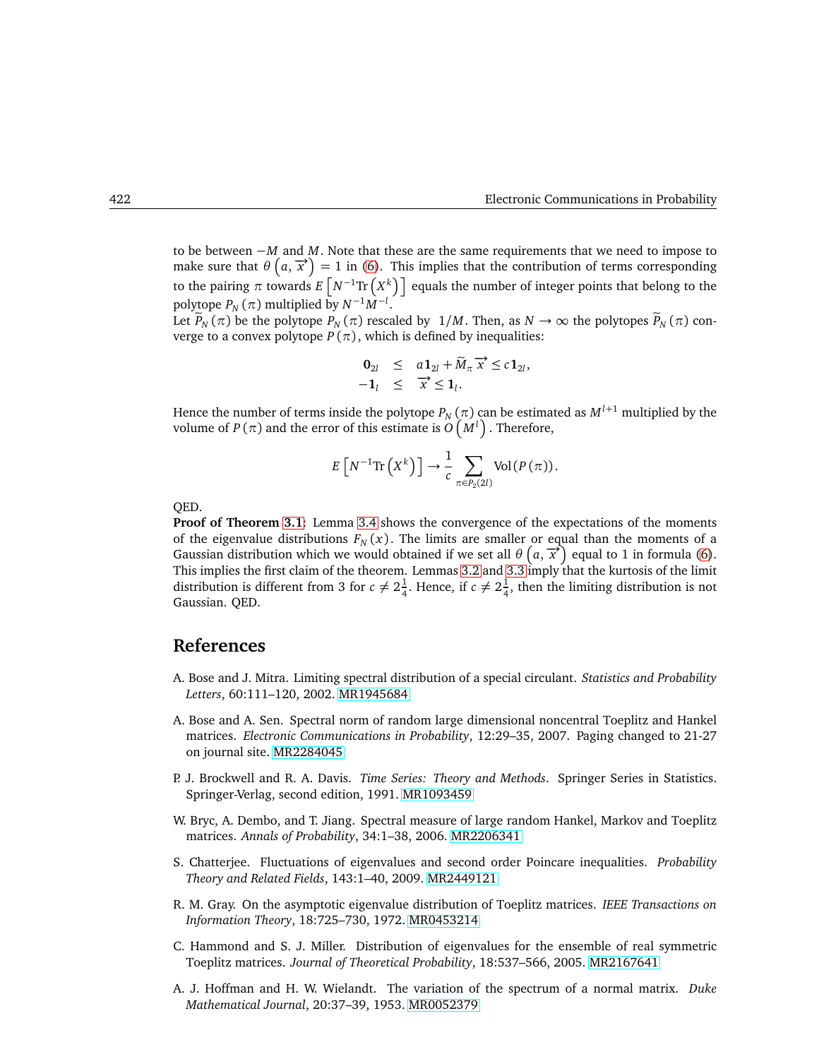to be between $-M$ and $M$. Note that these are the same requirements that we need to impose to make sure that $\theta\left(a, \overrightarrow{x}\right) = 1$ in (6). This implies that the contribution of terms corresponding to the pairing $\pi$ towards $E\left[N^{-1}\mathrm{Tr}\left(X^k\right)\right]$ equals the number of integer points that belong to the polytope $P_N(\pi)$ multiplied by $N^{-1}M^{-l}$.
Let $\widetilde{P}_N(\pi)$ be the polytope $P_N(\pi)$ rescaled by $1/M$. Then, as $N \to \infty$ the polytopes $\widetilde{P}_N(\pi)$ converge to a convex polytope $P(\pi)$, which is defined by inequalities:

$$
\begin{aligned}
\mathbf{0}_{2l} &\leq a\mathbf{1}_{2l} + \widetilde{M}_\pi \overrightarrow{x} \leq c\mathbf{1}_{2l}, \\
-\mathbf{1}_l &\leq \overrightarrow{x} \leq \mathbf{1}_l.
\end{aligned}
$$

Hence the number of terms inside the polytope $P_N(\pi)$ can be estimated as $M^{l+1}$ multiplied by the volume of $P(\pi)$ and the error of this estimate is $O\left(M^l\right)$. Therefore,

$$
E\left[N^{-1}\mathrm{Tr}\left(X^k\right)\right] \to \frac{1}{c}\sum_{\pi \in P_2(2l)} \mathrm{Vol}(P(\pi)).
$$

QED.
**Proof of Theorem 3.1**: Lemma 3.4 shows the convergence of the expectations of the moments of the eigenvalue distributions $F_N(x)$. The limits are smaller or equal than the moments of a Gaussian distribution which we would obtained if we set all $\theta\left(a, \overrightarrow{x}\right)$ equal to 1 in formula (6). This implies the first claim of the theorem. Lemmas 3.2 and 3.3 imply that the kurtosis of the limit distribution is different from 3 for $c \neq 2\frac{1}{4}$. Hence, if $c \neq 2\frac{1}{4}$, then the limiting distribution is not Gaussian. QED.

## References

A. Bose and J. Mitra. Limiting spectral distribution of a special circulant. *Statistics and Probability Letters*, 60:111–120, 2002. MR1945684

A. Bose and A. Sen. Spectral norm of random large dimensional noncentral Toeplitz and Hankel matrices. *Electronic Communications in Probability*, 12:29–35, 2007. Paging changed to 21-27 on journal site. MR2284045

P. J. Brockwell and R. A. Davis. *Time Series: Theory and Methods*. Springer Series in Statistics. Springer-Verlag, second edition, 1991. MR1093459

W. Bryc, A. Dembo, and T. Jiang. Spectral measure of large random Hankel, Markov and Toeplitz matrices. *Annals of Probability*, 34:1–38, 2006. MR2206341

S. Chatterjee. Fluctuations of eigenvalues and second order Poincare inequalities. *Probability Theory and Related Fields*, 143:1–40, 2009. MR2449121

R. M. Gray. On the asymptotic eigenvalue distribution of Toeplitz matrices. *IEEE Transactions on Information Theory*, 18:725–730, 1972. MR0453214

C. Hammond and S. J. Miller. Distribution of eigenvalues for the ensemble of real symmetric Toeplitz matrices. *Journal of Theoretical Probability*, 18:537–566, 2005. MR2167641

A. J. Hoffman and H. W. Wielandt. The variation of the spectrum of a normal matrix. *Duke Mathematical Journal*, 20:37–39, 1953. MR0052379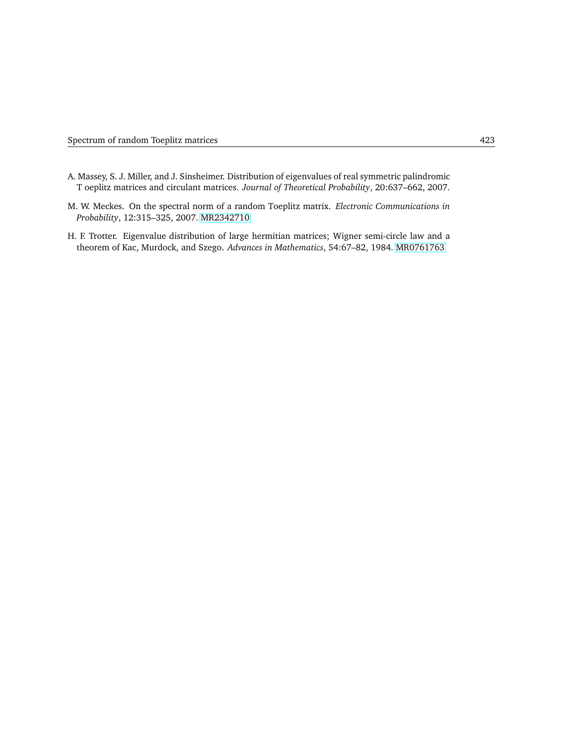A. Massey, S. J. Miller, and J. Sinsheimer. Distribution of eigenvalues of real symmetric palindromic T oeplitz matrices and circulant matrices. *Journal of Theoretical Probability*, 20:637–662, 2007.

M. W. Meckes. On the spectral norm of a random Toeplitz matrix. *Electronic Communications in Probability*, 12:315–325, 2007. MR2342710

H. F. Trotter. Eigenvalue distribution of large hermitian matrices; Wigner semi-circle law and a theorem of Kac, Murdock, and Szego. *Advances in Mathematics*, 54:67–82, 1984. MR0761763